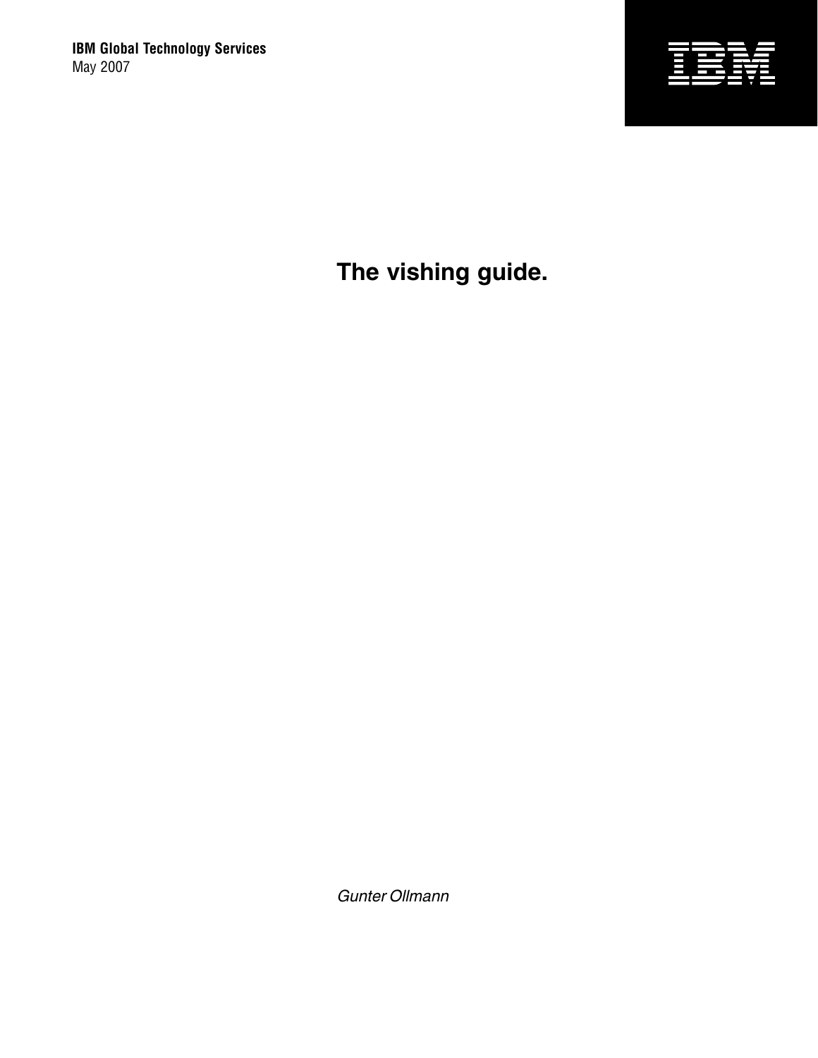**IBM Global Technology Services**
May 2007

# The vishing guide.

*Gunter Ollmann*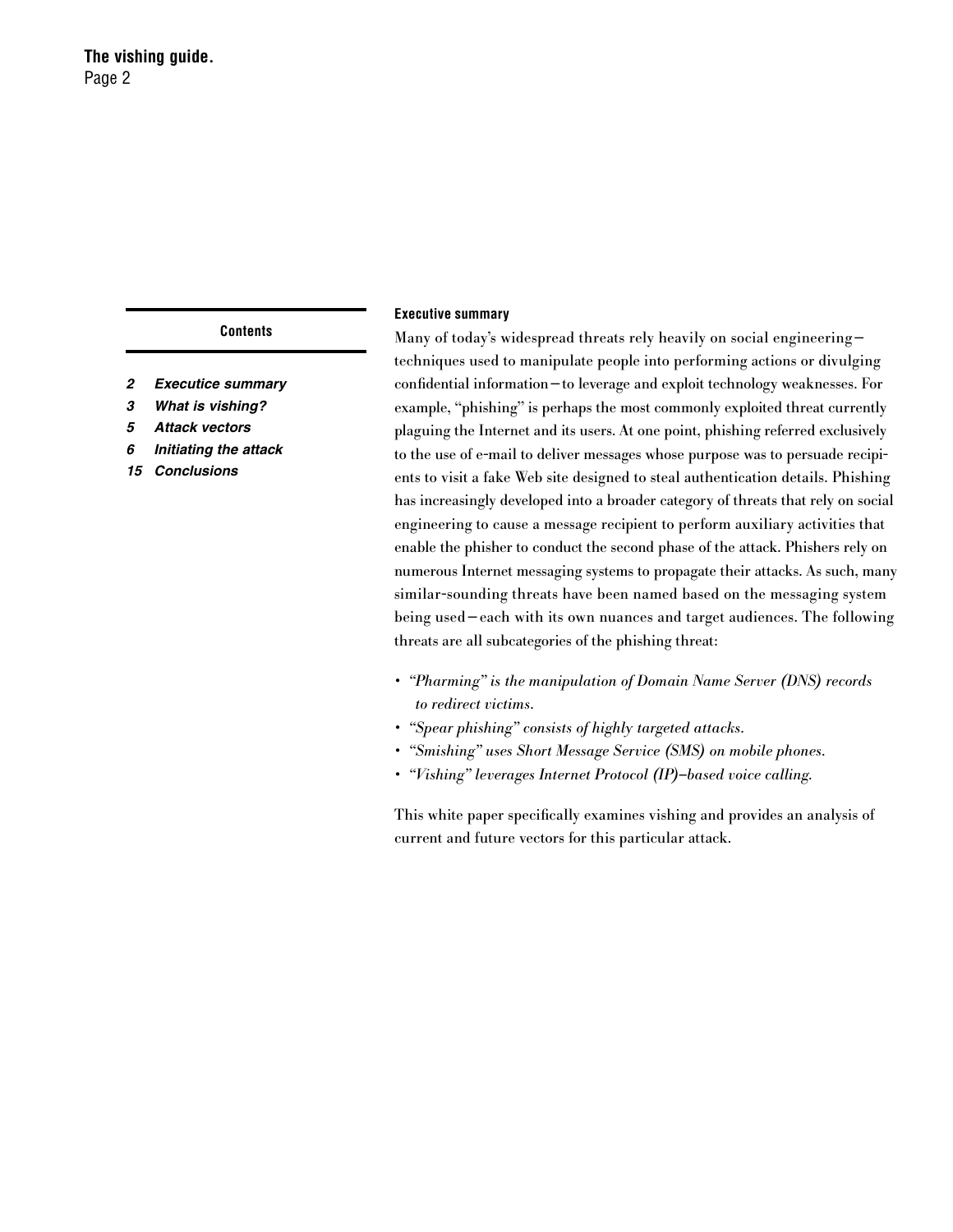**Contents**

*2 Executice summary*
*3 What is vishing?*
*5 Attack vectors*
*6 Initiating the attack*
*15 Conclusions*

## Executive summary

Many of today's widespread threats rely heavily on social engineering—techniques used to manipulate people into performing actions or divulging confidential information—to leverage and exploit technology weaknesses. For example, "phishing" is perhaps the most commonly exploited threat currently plaguing the Internet and its users. At one point, phishing referred exclusively to the use of e-mail to deliver messages whose purpose was to persuade recipients to visit a fake Web site designed to steal authentication details. Phishing has increasingly developed into a broader category of threats that rely on social engineering to cause a message recipient to perform auxiliary activities that enable the phisher to conduct the second phase of the attack. Phishers rely on numerous Internet messaging systems to propagate their attacks. As such, many similar-sounding threats have been named based on the messaging system being used—each with its own nuances and target audiences. The following threats are all subcategories of the phishing threat:

- *"Pharming" is the manipulation of Domain Name Server (DNS) records to redirect victims.*
- *"Spear phishing" consists of highly targeted attacks.*
- *"Smishing" uses Short Message Service (SMS) on mobile phones.*
- *"Vishing" leverages Internet Protocol (IP)–based voice calling.*

This white paper specifically examines vishing and provides an analysis of current and future vectors for this particular attack.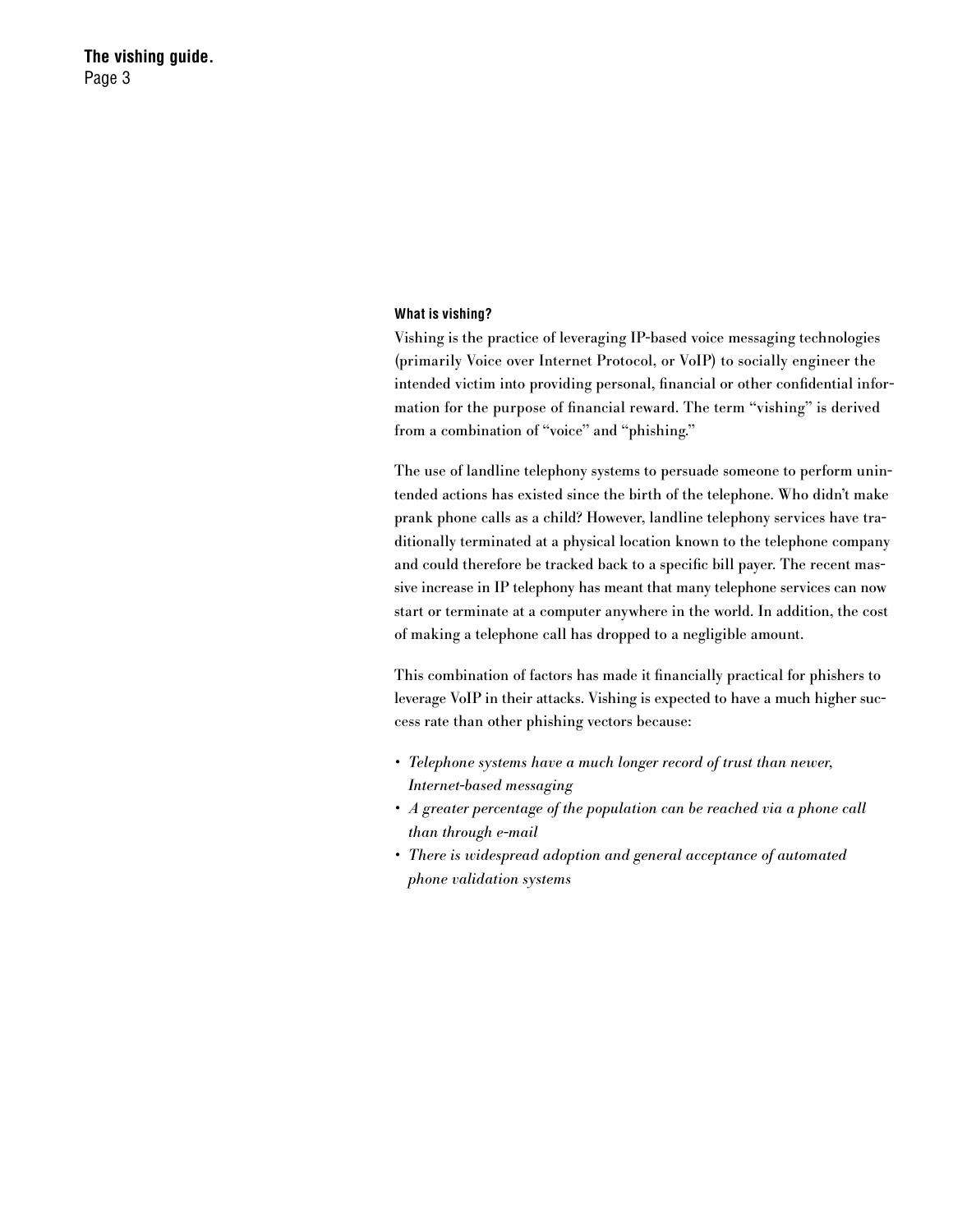### What is vishing?

Vishing is the practice of leveraging IP-based voice messaging technologies (primarily Voice over Internet Protocol, or VoIP) to socially engineer the intended victim into providing personal, financial or other confidential information for the purpose of financial reward. The term "vishing" is derived from a combination of "voice" and "phishing."

The use of landline telephony systems to persuade someone to perform unintended actions has existed since the birth of the telephone. Who didn't make prank phone calls as a child? However, landline telephony services have traditionally terminated at a physical location known to the telephone company and could therefore be tracked back to a specific bill payer. The recent massive increase in IP telephony has meant that many telephone services can now start or terminate at a computer anywhere in the world. In addition, the cost of making a telephone call has dropped to a negligible amount.

This combination of factors has made it financially practical for phishers to leverage VoIP in their attacks. Vishing is expected to have a much higher success rate than other phishing vectors because:

- *Telephone systems have a much longer record of trust than newer, Internet-based messaging*
- *A greater percentage of the population can be reached via a phone call than through e-mail*
- *There is widespread adoption and general acceptance of automated phone validation systems*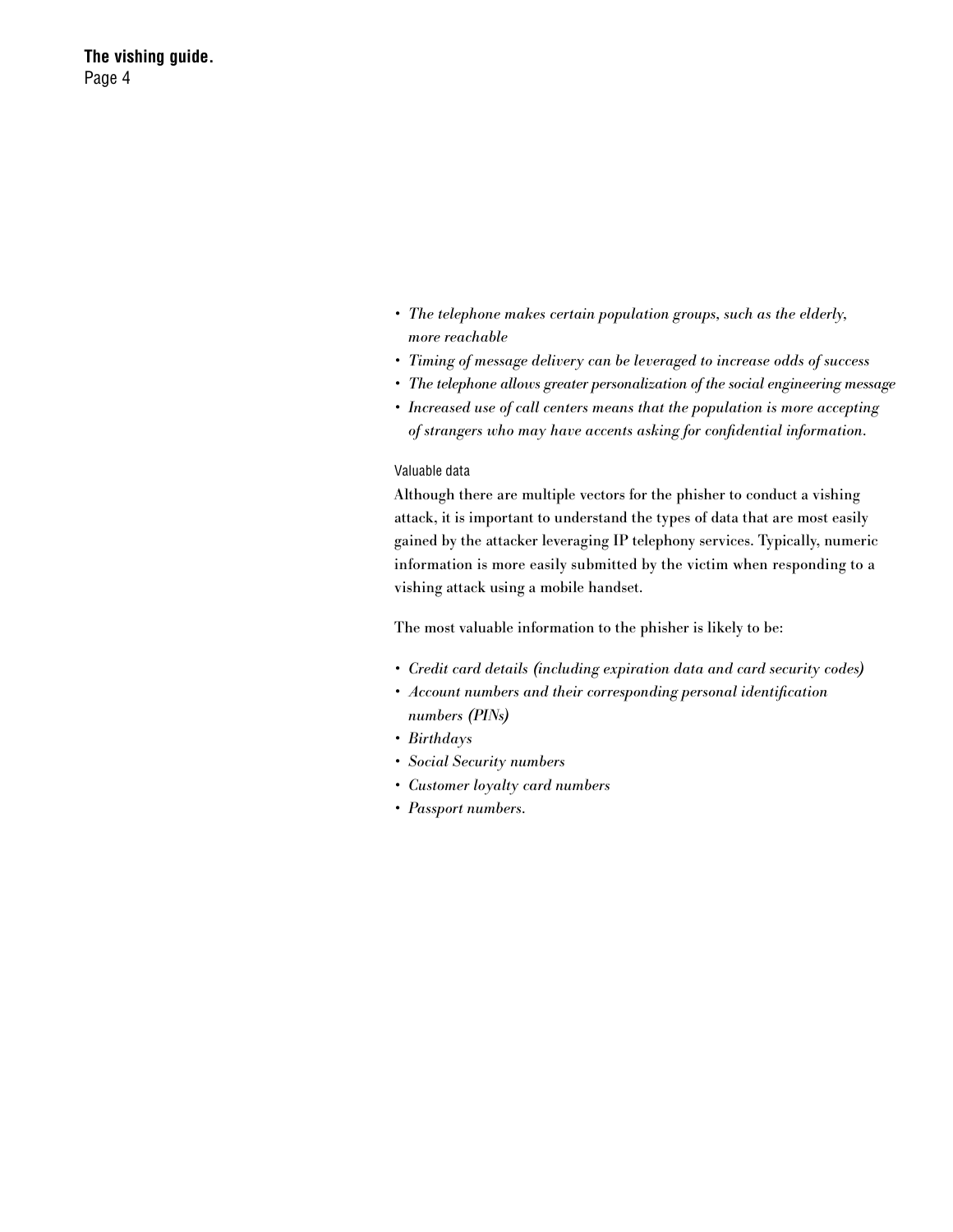- *The telephone makes certain population groups, such as the elderly, more reachable*
- *Timing of message delivery can be leveraged to increase odds of success*
- *The telephone allows greater personalization of the social engineering message*
- *Increased use of call centers means that the population is more accepting of strangers who may have accents asking for confidential information.*

### Valuable data

Although there are multiple vectors for the phisher to conduct a vishing attack, it is important to understand the types of data that are most easily gained by the attacker leveraging IP telephony services. Typically, numeric information is more easily submitted by the victim when responding to a vishing attack using a mobile handset.

The most valuable information to the phisher is likely to be:

- *Credit card details (including expiration data and card security codes)*
- *Account numbers and their corresponding personal identification numbers (PINs)*
- *Birthdays*
- *Social Security numbers*
- *Customer loyalty card numbers*
- *Passport numbers.*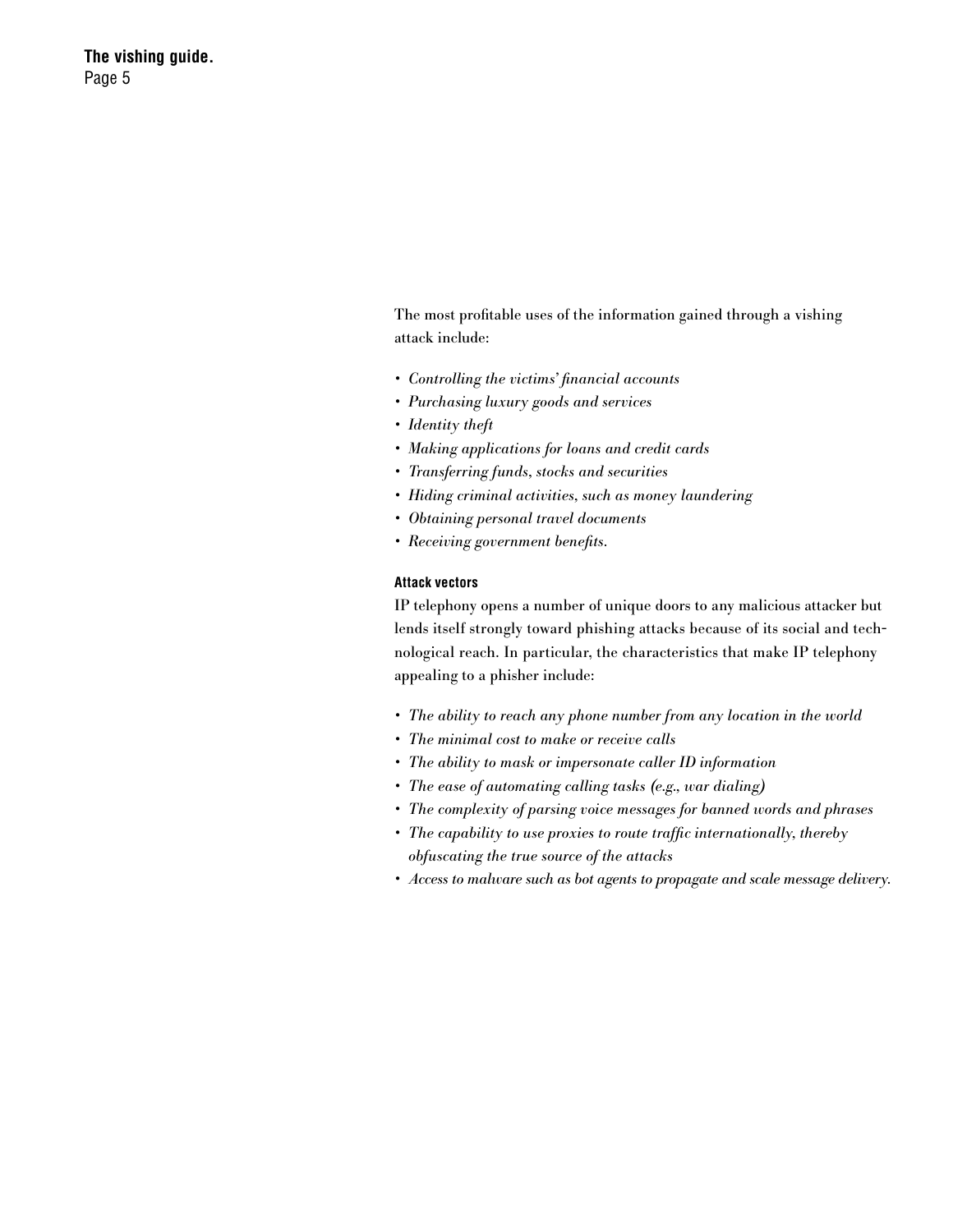The most profitable uses of the information gained through a vishing attack include:

- *Controlling the victims' financial accounts*
- *Purchasing luxury goods and services*
- *Identity theft*
- *Making applications for loans and credit cards*
- *Transferring funds, stocks and securities*
- *Hiding criminal activities, such as money laundering*
- *Obtaining personal travel documents*
- *Receiving government benefits.*

#### Attack vectors

IP telephony opens a number of unique doors to any malicious attacker but lends itself strongly toward phishing attacks because of its social and technological reach. In particular, the characteristics that make IP telephony appealing to a phisher include:

- *The ability to reach any phone number from any location in the world*
- *The minimal cost to make or receive calls*
- *The ability to mask or impersonate caller ID information*
- *The ease of automating calling tasks (e.g., war dialing)*
- *The complexity of parsing voice messages for banned words and phrases*
- *The capability to use proxies to route traffic internationally, thereby obfuscating the true source of the attacks*
- *Access to malware such as bot agents to propagate and scale message delivery.*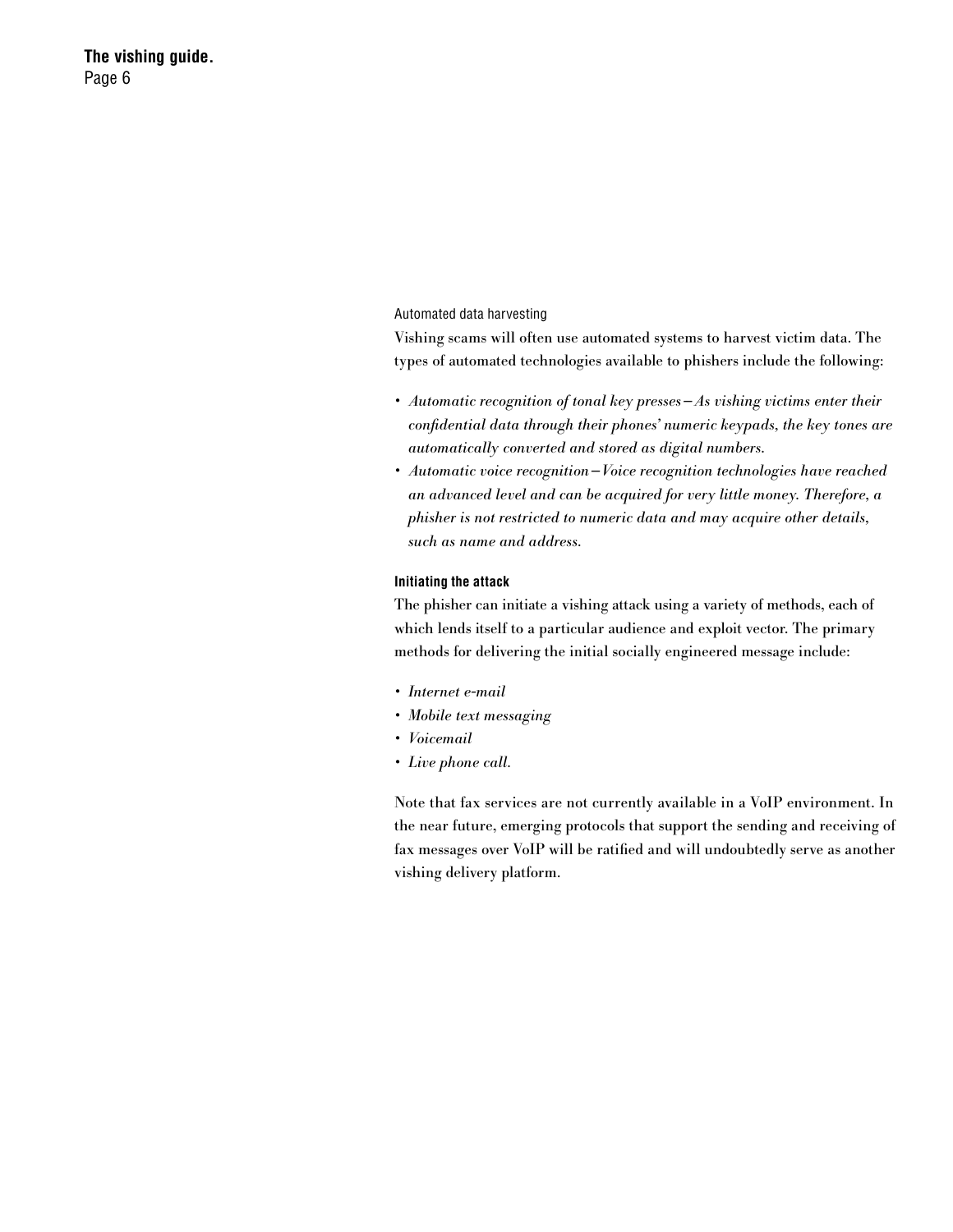### Automated data harvesting

Vishing scams will often use automated systems to harvest victim data. The types of automated technologies available to phishers include the following:

- *Automatic recognition of tonal key presses—As vishing victims enter their confidential data through their phones' numeric keypads, the key tones are automatically converted and stored as digital numbers.*
- *Automatic voice recognition—Voice recognition technologies have reached an advanced level and can be acquired for very little money. Therefore, a phisher is not restricted to numeric data and may acquire other details, such as name and address.*

### **Initiating the attack**

The phisher can initiate a vishing attack using a variety of methods, each of which lends itself to a particular audience and exploit vector. The primary methods for delivering the initial socially engineered message include:

- *Internet e-mail*
- *Mobile text messaging*
- *Voicemail*
- *Live phone call.*

Note that fax services are not currently available in a VoIP environment. In the near future, emerging protocols that support the sending and receiving of fax messages over VoIP will be ratified and will undoubtedly serve as another vishing delivery platform.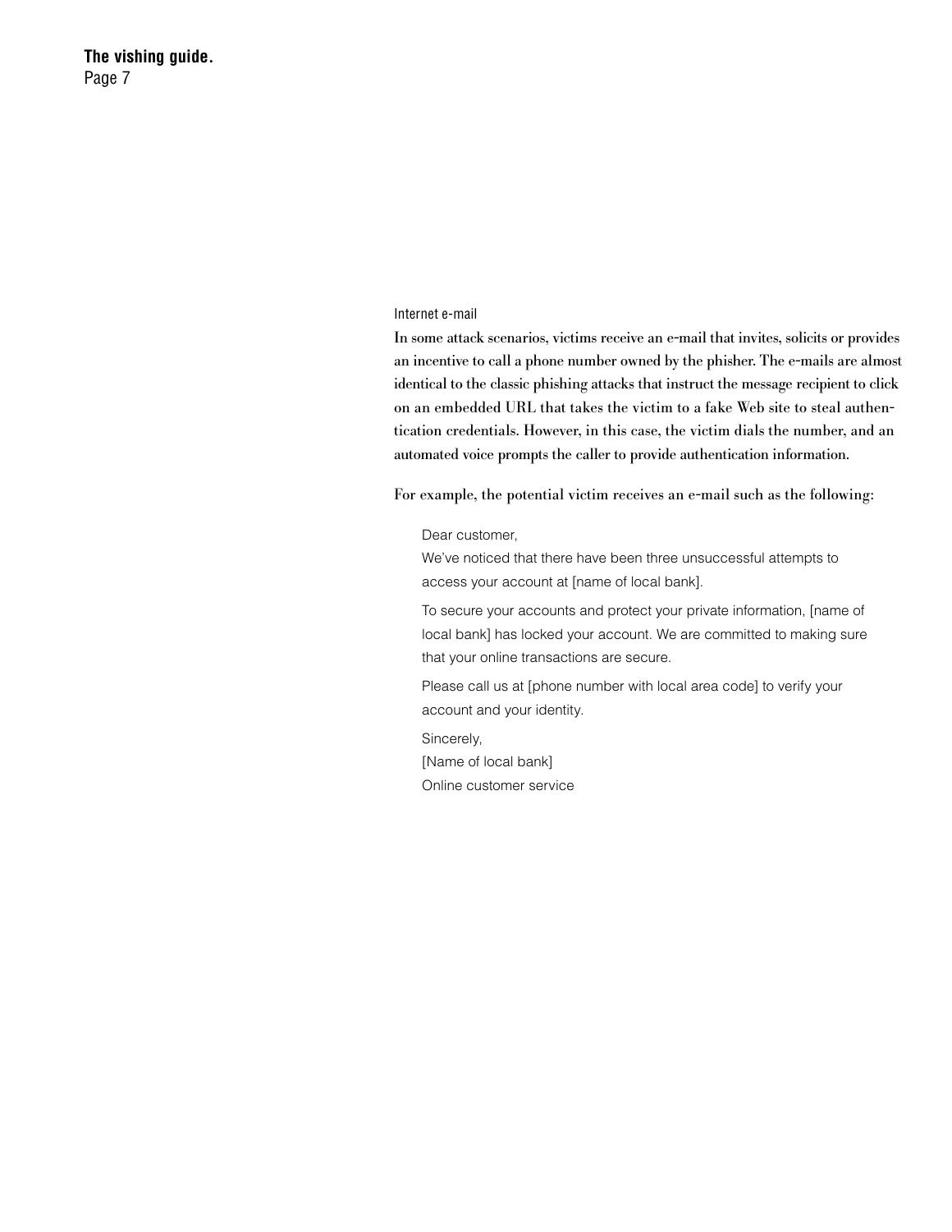### Internet e-mail

In some attack scenarios, victims receive an e-mail that invites, solicits or provides an incentive to call a phone number owned by the phisher. The e-mails are almost identical to the classic phishing attacks that instruct the message recipient to click on an embedded URL that takes the victim to a fake Web site to steal authentication credentials. However, in this case, the victim dials the number, and an automated voice prompts the caller to provide authentication information.

For example, the potential victim receives an e-mail such as the following:

> Dear customer,
> We've noticed that there have been three unsuccessful attempts to access your account at [name of local bank].
>
> To secure your accounts and protect your private information, [name of local bank] has locked your account. We are committed to making sure that your online transactions are secure.
>
> Please call us at [phone number with local area code] to verify your account and your identity.
>
> Sincerely,
> [Name of local bank]
> Online customer service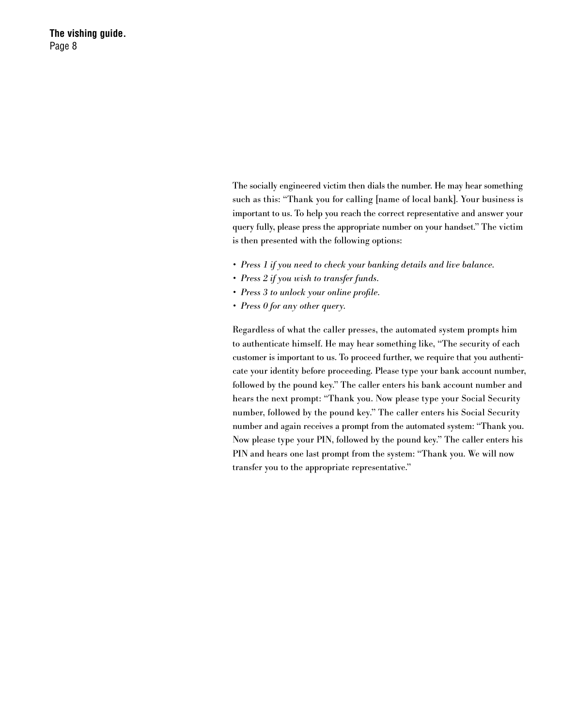The socially engineered victim then dials the number. He may hear something such as this: "Thank you for calling [name of local bank]. Your business is important to us. To help you reach the correct representative and answer your query fully, please press the appropriate number on your handset." The victim is then presented with the following options:

- *Press 1 if you need to check your banking details and live balance.*
- *Press 2 if you wish to transfer funds.*
- *Press 3 to unlock your online profile.*
- *Press 0 for any other query.*

Regardless of what the caller presses, the automated system prompts him to authenticate himself. He may hear something like, "The security of each customer is important to us. To proceed further, we require that you authenticate your identity before proceeding. Please type your bank account number, followed by the pound key." The caller enters his bank account number and hears the next prompt: "Thank you. Now please type your Social Security number, followed by the pound key." The caller enters his Social Security number and again receives a prompt from the automated system: "Thank you. Now please type your PIN, followed by the pound key." The caller enters his PIN and hears one last prompt from the system: "Thank you. We will now transfer you to the appropriate representative."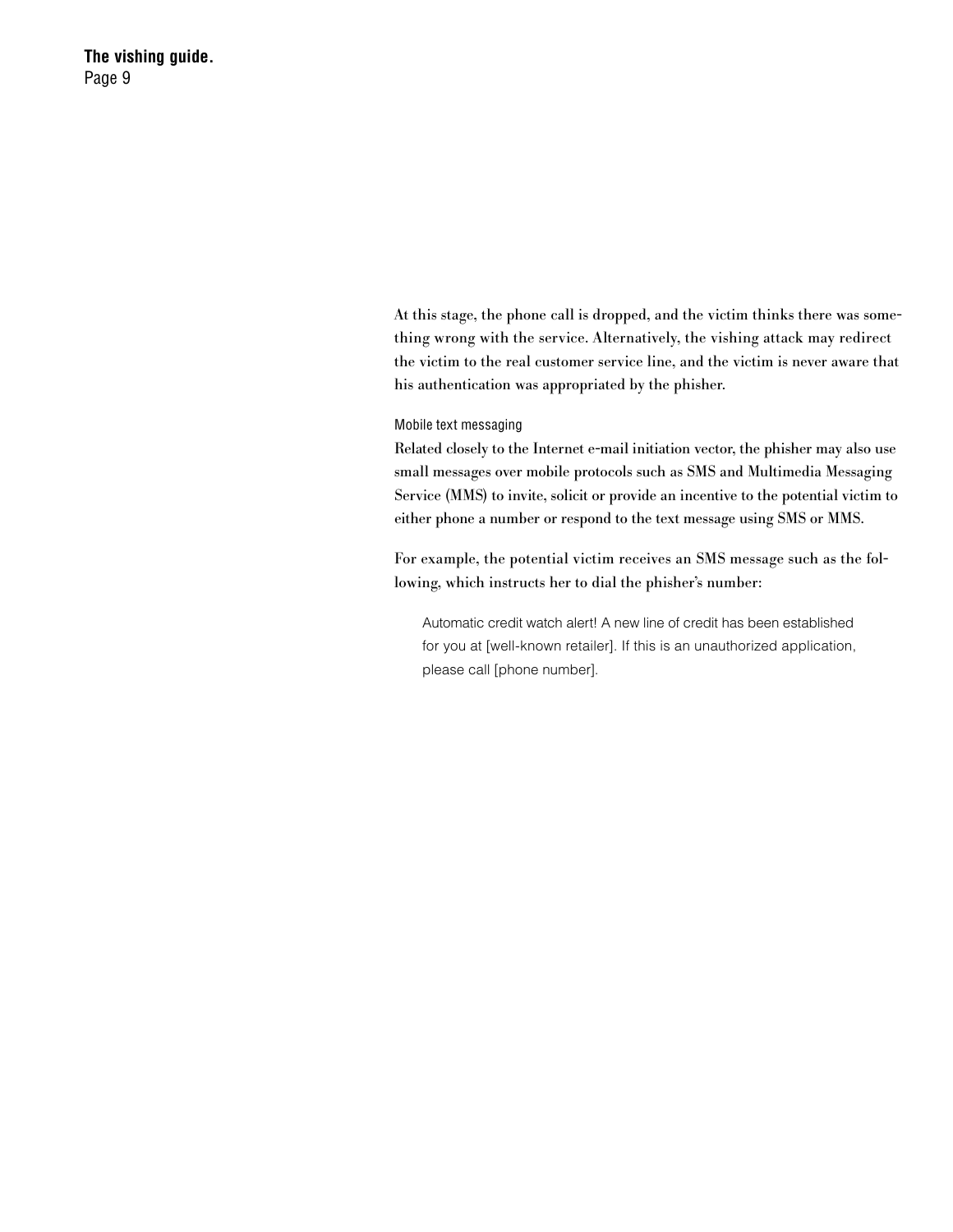At this stage, the phone call is dropped, and the victim thinks there was something wrong with the service. Alternatively, the vishing attack may redirect the victim to the real customer service line, and the victim is never aware that his authentication was appropriated by the phisher.

### Mobile text messaging

Related closely to the Internet e-mail initiation vector, the phisher may also use small messages over mobile protocols such as SMS and Multimedia Messaging Service (MMS) to invite, solicit or provide an incentive to the potential victim to either phone a number or respond to the text message using SMS or MMS.

For example, the potential victim receives an SMS message such as the following, which instructs her to dial the phisher's number:

> Automatic credit watch alert! A new line of credit has been established for you at [well-known retailer]. If this is an unauthorized application, please call [phone number].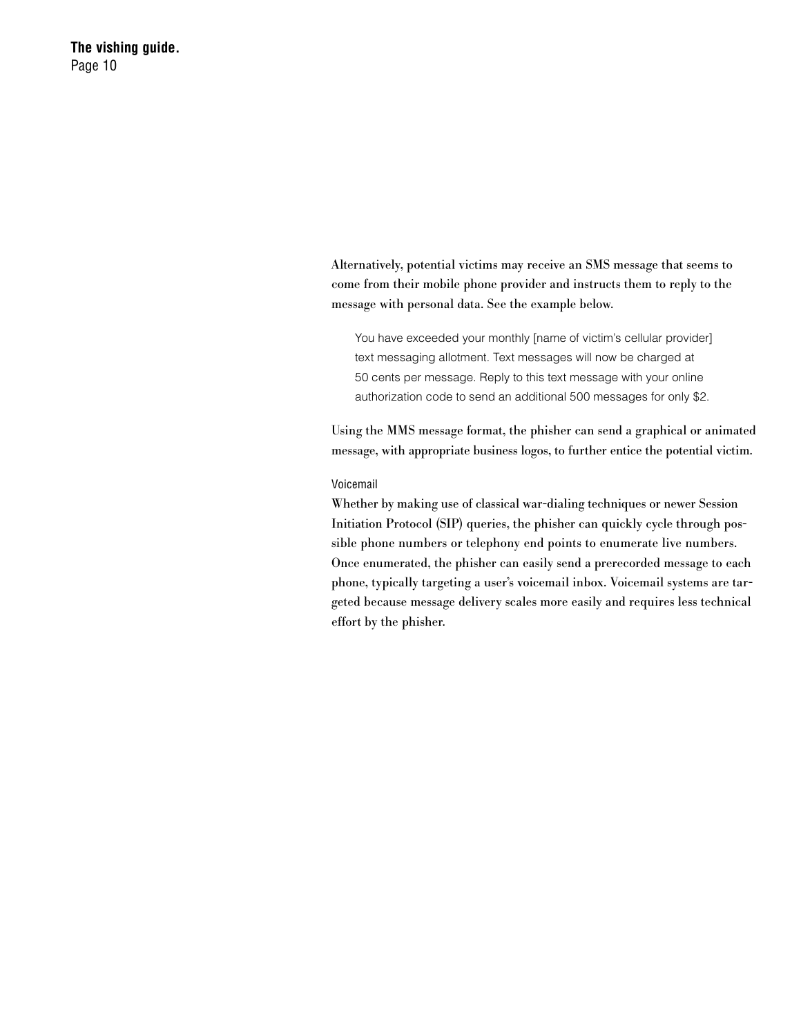Alternatively, potential victims may receive an SMS message that seems to come from their mobile phone provider and instructs them to reply to the message with personal data. See the example below.

> You have exceeded your monthly [name of victim's cellular provider] text messaging allotment. Text messages will now be charged at 50 cents per message. Reply to this text message with your online authorization code to send an additional 500 messages for only $2.

Using the MMS message format, the phisher can send a graphical or animated message, with appropriate business logos, to further entice the potential victim.

### Voicemail

Whether by making use of classical war-dialing techniques or newer Session Initiation Protocol (SIP) queries, the phisher can quickly cycle through possible phone numbers or telephony end points to enumerate live numbers. Once enumerated, the phisher can easily send a prerecorded message to each phone, typically targeting a user's voicemail inbox. Voicemail systems are targeted because message delivery scales more easily and requires less technical effort by the phisher.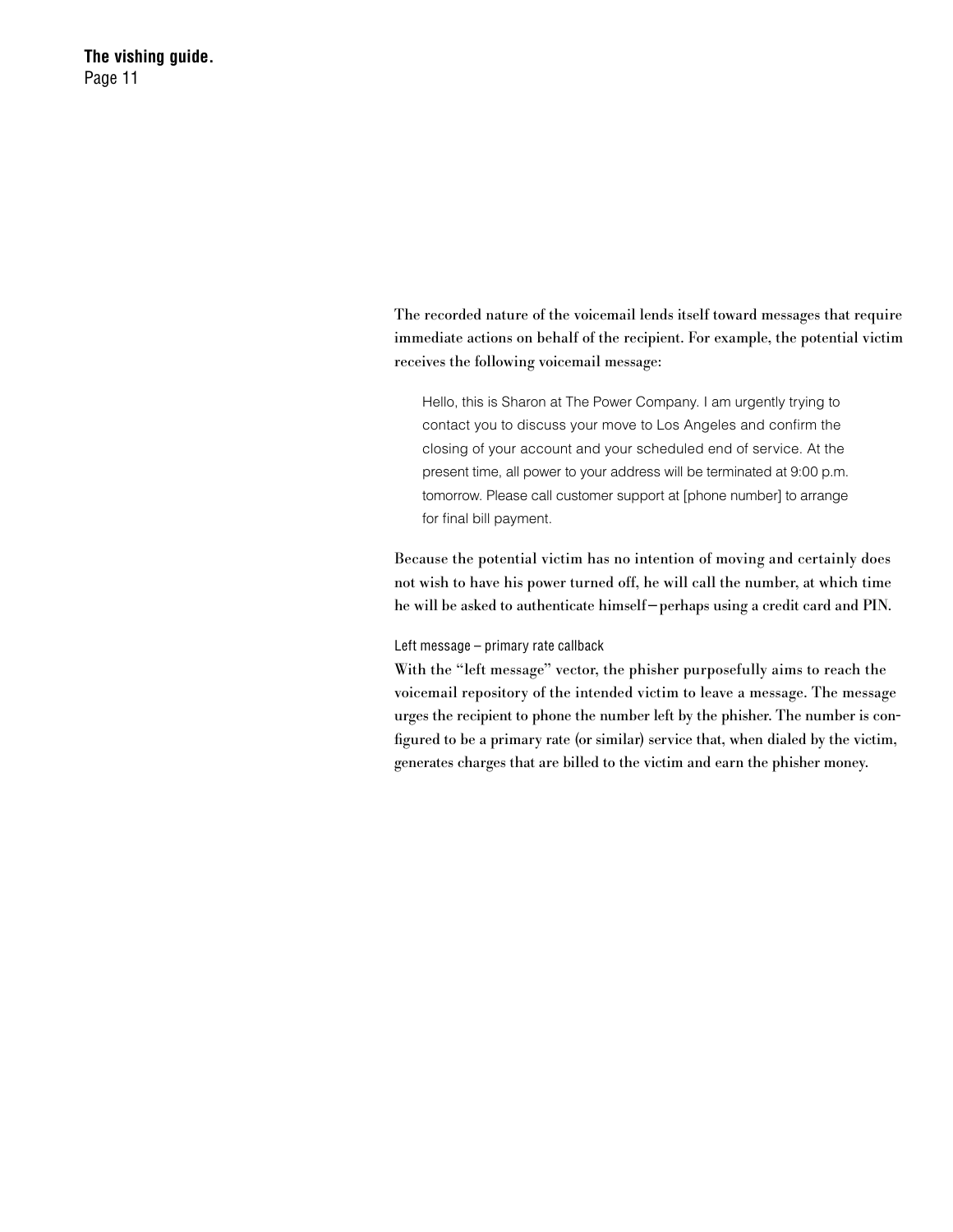The recorded nature of the voicemail lends itself toward messages that require immediate actions on behalf of the recipient. For example, the potential victim receives the following voicemail message:

> Hello, this is Sharon at The Power Company. I am urgently trying to contact you to discuss your move to Los Angeles and confirm the closing of your account and your scheduled end of service. At the present time, all power to your address will be terminated at 9:00 p.m. tomorrow. Please call customer support at [phone number] to arrange for final bill payment.

Because the potential victim has no intention of moving and certainly does not wish to have his power turned off, he will call the number, at which time he will be asked to authenticate himself—perhaps using a credit card and PIN.

### Left message – primary rate callback

With the "left message" vector, the phisher purposefully aims to reach the voicemail repository of the intended victim to leave a message. The message urges the recipient to phone the number left by the phisher. The number is configured to be a primary rate (or similar) service that, when dialed by the victim, generates charges that are billed to the victim and earn the phisher money.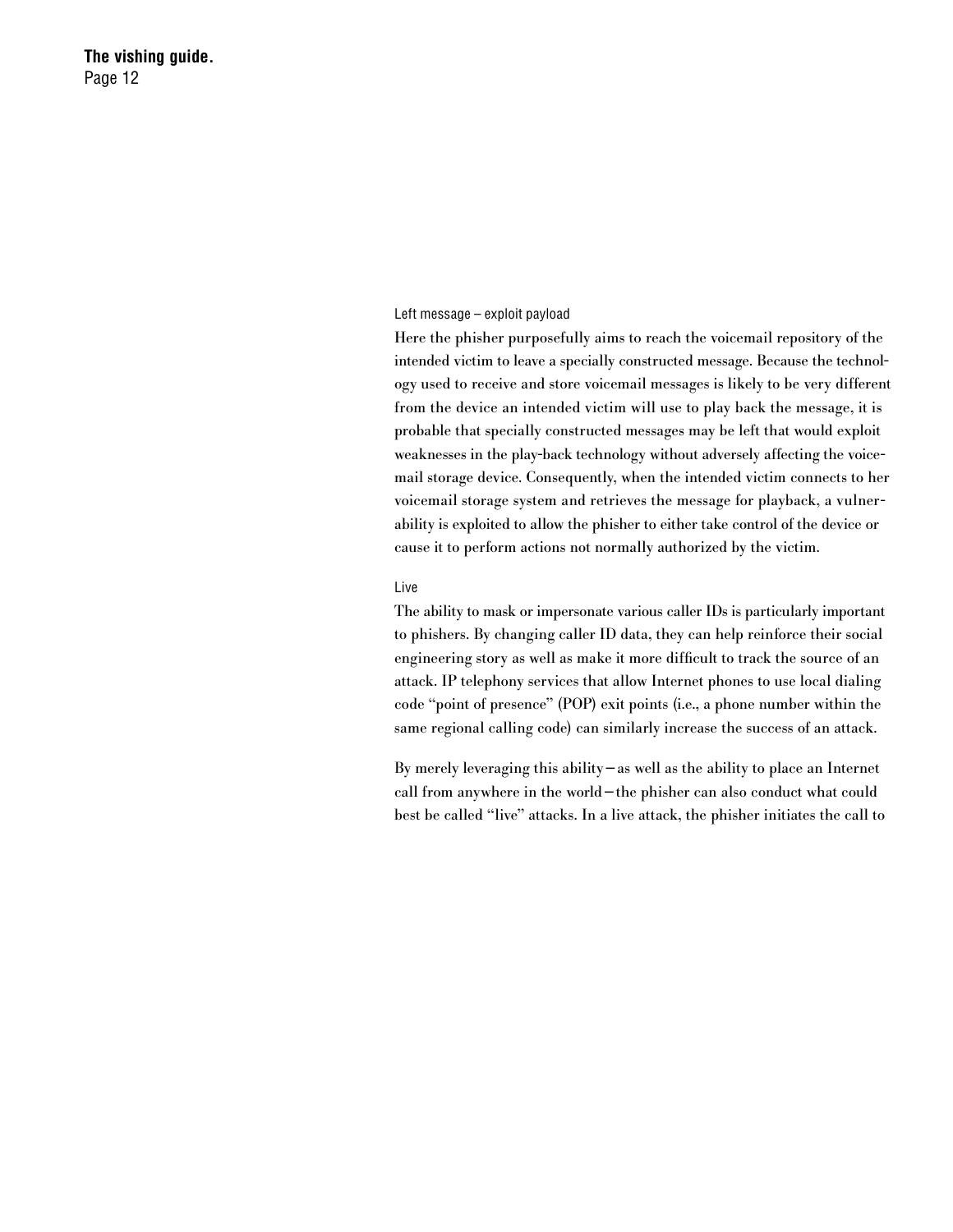### Left message – exploit payload

Here the phisher purposefully aims to reach the voicemail repository of the intended victim to leave a specially constructed message. Because the technology used to receive and store voicemail messages is likely to be very different from the device an intended victim will use to play back the message, it is probable that specially constructed messages may be left that would exploit weaknesses in the play-back technology without adversely affecting the voicemail storage device. Consequently, when the intended victim connects to her voicemail storage system and retrieves the message for playback, a vulnerability is exploited to allow the phisher to either take control of the device or cause it to perform actions not normally authorized by the victim.

### Live

The ability to mask or impersonate various caller IDs is particularly important to phishers. By changing caller ID data, they can help reinforce their social engineering story as well as make it more difficult to track the source of an attack. IP telephony services that allow Internet phones to use local dialing code "point of presence" (POP) exit points (i.e., a phone number within the same regional calling code) can similarly increase the success of an attack.

By merely leveraging this ability—as well as the ability to place an Internet call from anywhere in the world—the phisher can also conduct what could best be called "live" attacks. In a live attack, the phisher initiates the call to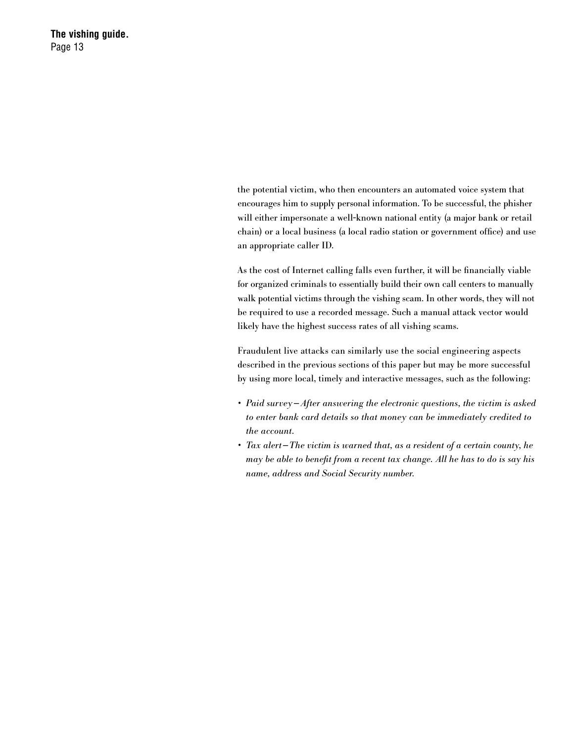the potential victim, who then encounters an automated voice system that encourages him to supply personal information. To be successful, the phisher will either impersonate a well-known national entity (a major bank or retail chain) or a local business (a local radio station or government office) and use an appropriate caller ID.

As the cost of Internet calling falls even further, it will be financially viable for organized criminals to essentially build their own call centers to manually walk potential victims through the vishing scam. In other words, they will not be required to use a recorded message. Such a manual attack vector would likely have the highest success rates of all vishing scams.

Fraudulent live attacks can similarly use the social engineering aspects described in the previous sections of this paper but may be more successful by using more local, timely and interactive messages, such as the following:

- *Paid survey—After answering the electronic questions, the victim is asked to enter bank card details so that money can be immediately credited to the account.*
- *Tax alert—The victim is warned that, as a resident of a certain county, he may be able to benefit from a recent tax change. All he has to do is say his name, address and Social Security number.*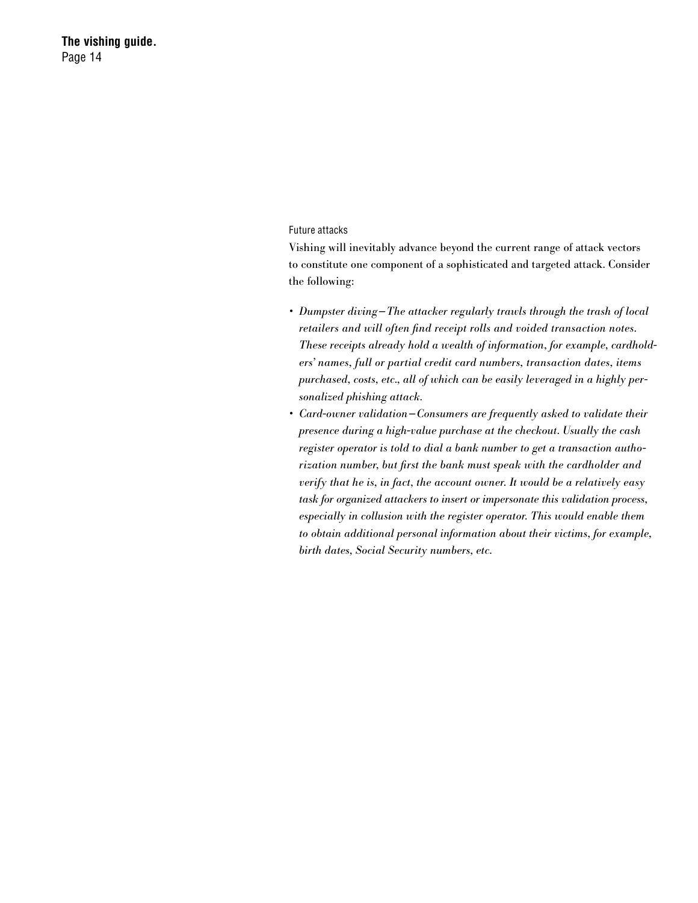### Future attacks

Vishing will inevitably advance beyond the current range of attack vectors to constitute one component of a sophisticated and targeted attack. Consider the following:

- *Dumpster diving—The attacker regularly trawls through the trash of local retailers and will often find receipt rolls and voided transaction notes. These receipts already hold a wealth of information, for example, cardholders' names, full or partial credit card numbers, transaction dates, items purchased, costs, etc., all of which can be easily leveraged in a highly personalized phishing attack.*
- *Card-owner validation—Consumers are frequently asked to validate their presence during a high-value purchase at the checkout. Usually the cash register operator is told to dial a bank number to get a transaction authorization number, but first the bank must speak with the cardholder and verify that he is, in fact, the account owner. It would be a relatively easy task for organized attackers to insert or impersonate this validation process, especially in collusion with the register operator. This would enable them to obtain additional personal information about their victims, for example, birth dates, Social Security numbers, etc.*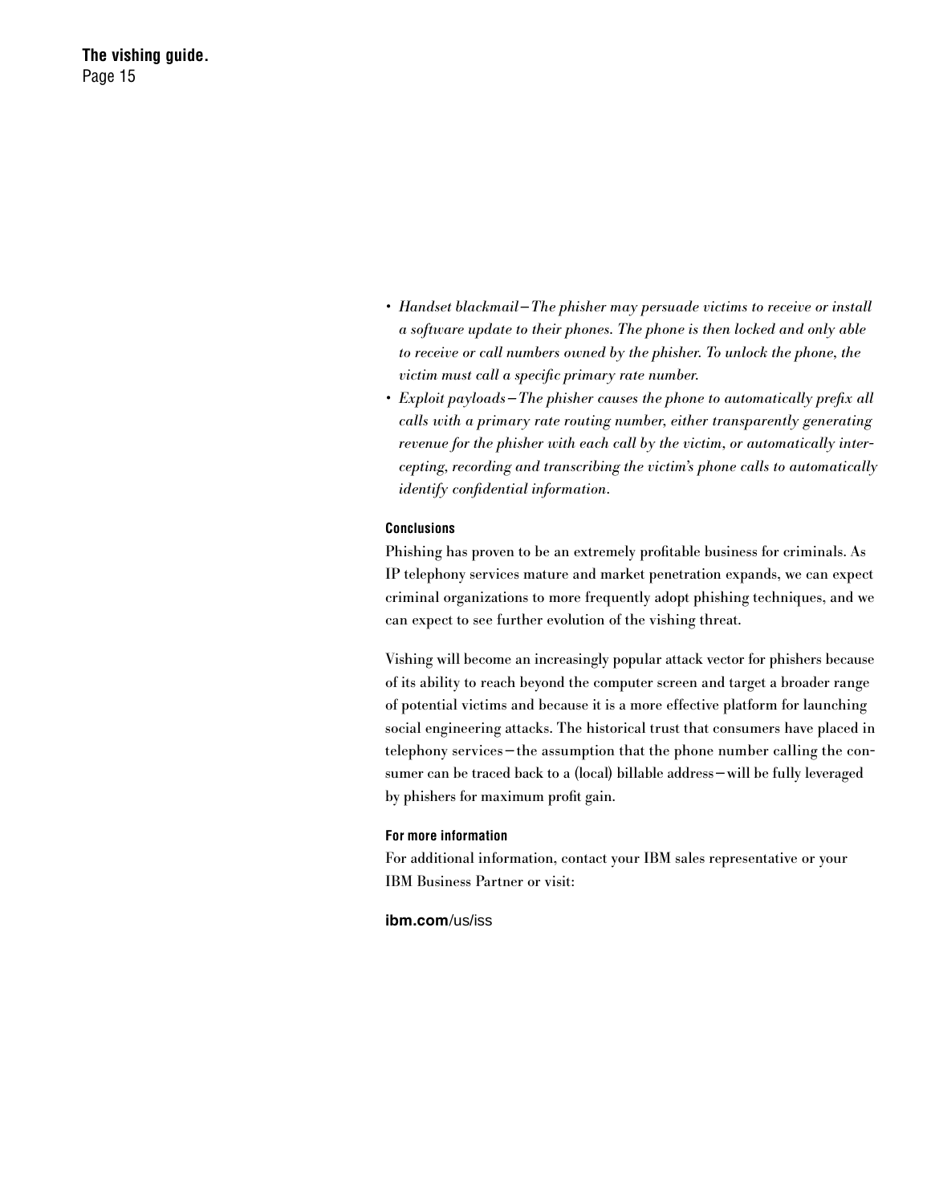- *Handset blackmail—The phisher may persuade victims to receive or install a software update to their phones. The phone is then locked and only able to receive or call numbers owned by the phisher. To unlock the phone, the victim must call a specific primary rate number.*
- *Exploit payloads—The phisher causes the phone to automatically prefix all calls with a primary rate routing number, either transparently generating revenue for the phisher with each call by the victim, or automatically intercepting, recording and transcribing the victim's phone calls to automatically identify confidential information.*

#### Conclusions

Phishing has proven to be an extremely profitable business for criminals. As IP telephony services mature and market penetration expands, we can expect criminal organizations to more frequently adopt phishing techniques, and we can expect to see further evolution of the vishing threat.

Vishing will become an increasingly popular attack vector for phishers because of its ability to reach beyond the computer screen and target a broader range of potential victims and because it is a more effective platform for launching social engineering attacks. The historical trust that consumers have placed in telephony services—the assumption that the phone number calling the consumer can be traced back to a (local) billable address—will be fully leveraged by phishers for maximum profit gain.

#### For more information

For additional information, contact your IBM sales representative or your IBM Business Partner or visit:

**ibm.com**/us/iss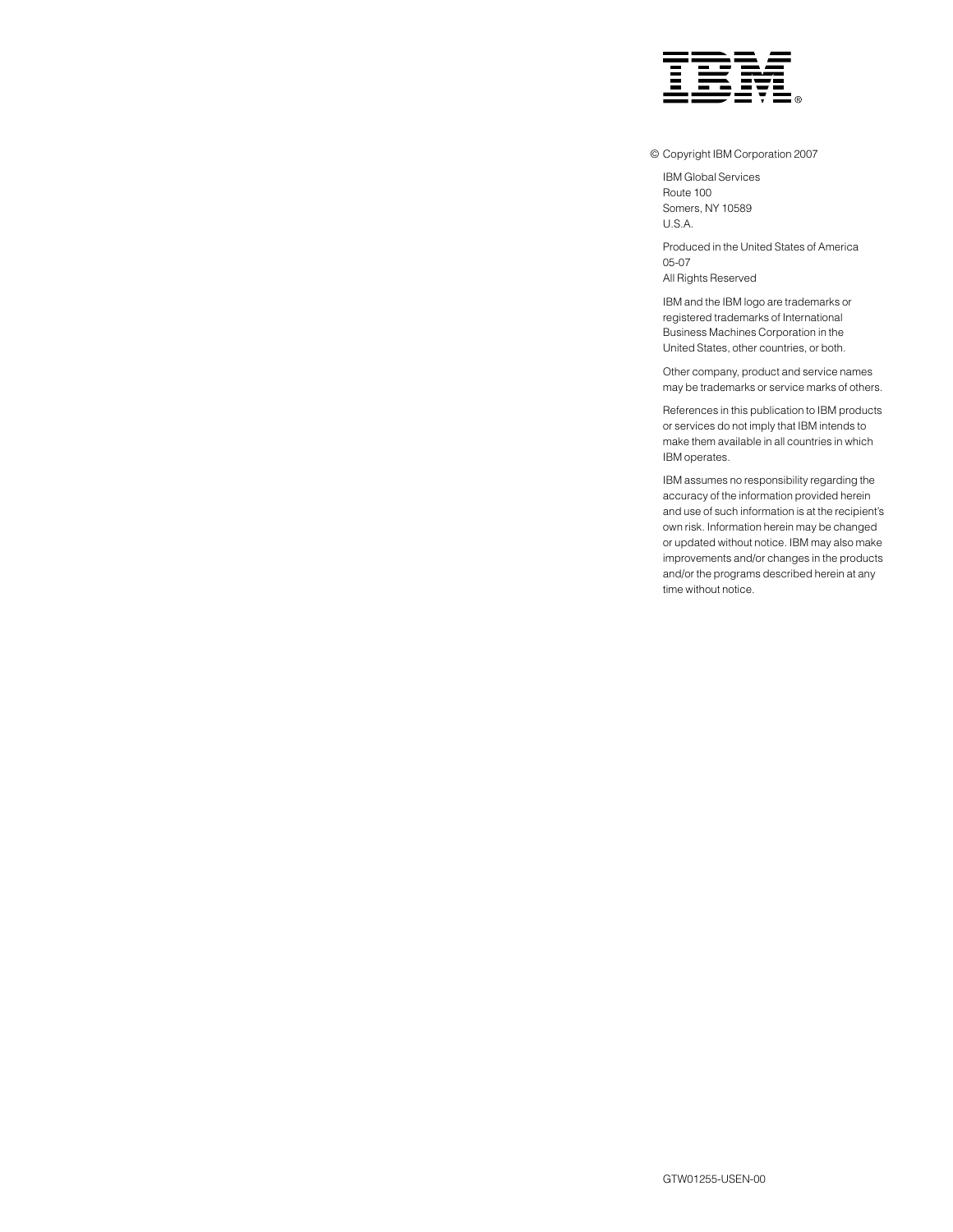© Copyright IBM Corporation 2007

IBM Global Services
Route 100
Somers, NY 10589
U.S.A.

Produced in the United States of America
05-07
All Rights Reserved

IBM and the IBM logo are trademarks or registered trademarks of International Business Machines Corporation in the United States, other countries, or both.

Other company, product and service names may be trademarks or service marks of others.

References in this publication to IBM products or services do not imply that IBM intends to make them available in all countries in which IBM operates.

IBM assumes no responsibility regarding the accuracy of the information provided herein and use of such information is at the recipient's own risk. Information herein may be changed or updated without notice. IBM may also make improvements and/or changes in the products and/or the programs described herein at any time without notice.

GTW01255-USEN-00